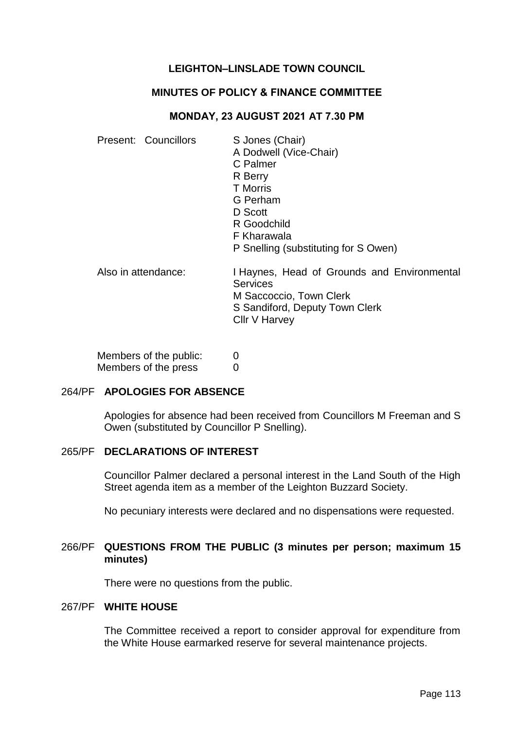# LEIGHTON–LINSLADE TOWN COUNCIL

## MINUTES OF POLICY & FINANCE COMMITTEE

### MONDAY, 23 AUGUST 2021 AT 7.30 PM

| Present: Councillors | S Jones (Chair) |
|---|---|
| | A Dodwell (Vice-Chair) |
| | C Palmer |
| | R Berry |
| | T Morris |
| | G Perham |
| | D Scott |
| | R Goodchild |
| | F Kharawala |
| | P Snelling (substituting for S Owen) |
| Also in attendance: | I Haynes, Head of Grounds and Environmental Services |
| | M Saccoccio, Town Clerk |
| | S Sandiford, Deputy Town Clerk |
| | Cllr V Harvey |

Members of the public: 0
Members of the press 0

## 264/PF APOLOGIES FOR ABSENCE

Apologies for absence had been received from Councillors M Freeman and S Owen (substituted by Councillor P Snelling).

## 265/PF DECLARATIONS OF INTEREST

Councillor Palmer declared a personal interest in the Land South of the High Street agenda item as a member of the Leighton Buzzard Society.

No pecuniary interests were declared and no dispensations were requested.

## 266/PF QUESTIONS FROM THE PUBLIC (3 minutes per person; maximum 15 minutes)

There were no questions from the public.

## 267/PF WHITE HOUSE

The Committee received a report to consider approval for expenditure from the White House earmarked reserve for several maintenance projects.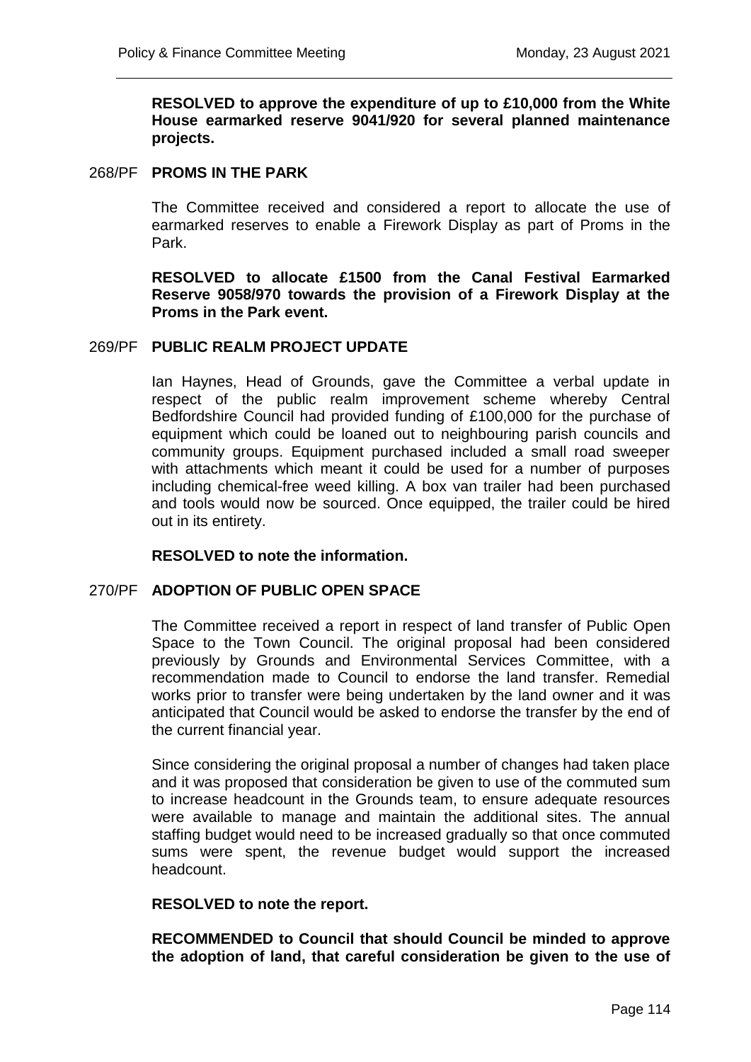**RESOLVED to approve the expenditure of up to £10,000 from the White House earmarked reserve 9041/920 for several planned maintenance projects.**

## 268/PF PROMS IN THE PARK

The Committee received and considered a report to allocate the use of earmarked reserves to enable a Firework Display as part of Proms in the Park.

**RESOLVED to allocate £1500 from the Canal Festival Earmarked Reserve 9058/970 towards the provision of a Firework Display at the Proms in the Park event.**

## 269/PF PUBLIC REALM PROJECT UPDATE

Ian Haynes, Head of Grounds, gave the Committee a verbal update in respect of the public realm improvement scheme whereby Central Bedfordshire Council had provided funding of £100,000 for the purchase of equipment which could be loaned out to neighbouring parish councils and community groups. Equipment purchased included a small road sweeper with attachments which meant it could be used for a number of purposes including chemical-free weed killing. A box van trailer had been purchased and tools would now be sourced. Once equipped, the trailer could be hired out in its entirety.

**RESOLVED to note the information.**

## 270/PF ADOPTION OF PUBLIC OPEN SPACE

The Committee received a report in respect of land transfer of Public Open Space to the Town Council. The original proposal had been considered previously by Grounds and Environmental Services Committee, with a recommendation made to Council to endorse the land transfer. Remedial works prior to transfer were being undertaken by the land owner and it was anticipated that Council would be asked to endorse the transfer by the end of the current financial year.

Since considering the original proposal a number of changes had taken place and it was proposed that consideration be given to use of the commuted sum to increase headcount in the Grounds team, to ensure adequate resources were available to manage and maintain the additional sites. The annual staffing budget would need to be increased gradually so that once commuted sums were spent, the revenue budget would support the increased headcount.

**RESOLVED to note the report.**

**RECOMMENDED to Council that should Council be minded to approve the adoption of land, that careful consideration be given to the use of**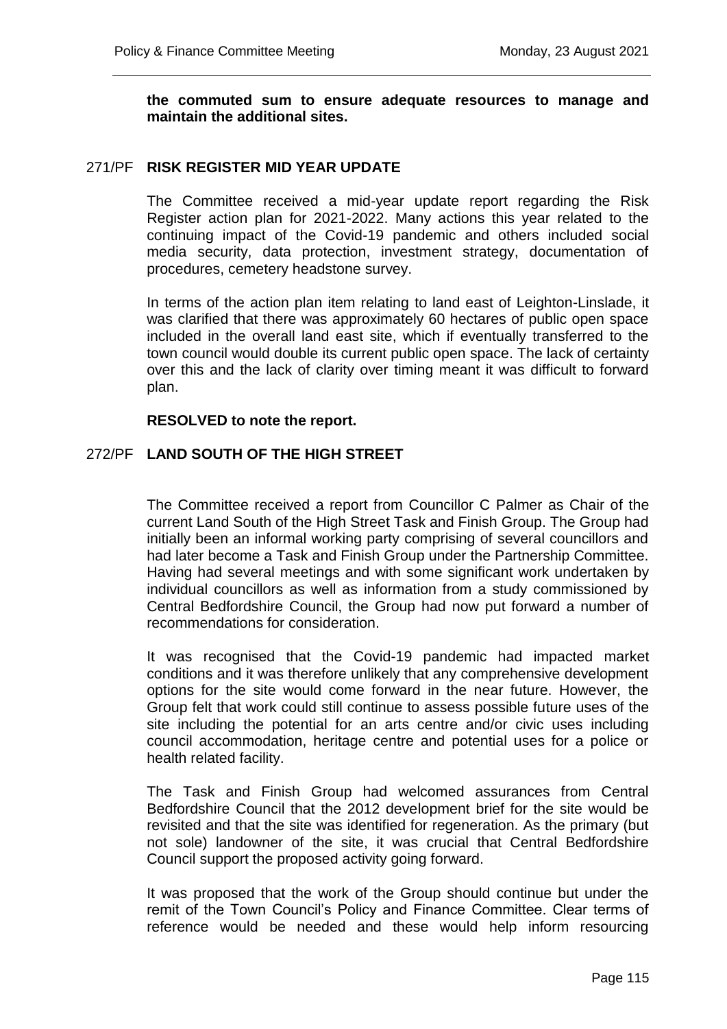**the commuted sum to ensure adequate resources to manage and maintain the additional sites.**

## 271/PF RISK REGISTER MID YEAR UPDATE

The Committee received a mid-year update report regarding the Risk Register action plan for 2021-2022. Many actions this year related to the continuing impact of the Covid-19 pandemic and others included social media security, data protection, investment strategy, documentation of procedures, cemetery headstone survey.

In terms of the action plan item relating to land east of Leighton-Linslade, it was clarified that there was approximately 60 hectares of public open space included in the overall land east site, which if eventually transferred to the town council would double its current public open space. The lack of certainty over this and the lack of clarity over timing meant it was difficult to forward plan.

**RESOLVED to note the report.**

## 272/PF LAND SOUTH OF THE HIGH STREET

The Committee received a report from Councillor C Palmer as Chair of the current Land South of the High Street Task and Finish Group. The Group had initially been an informal working party comprising of several councillors and had later become a Task and Finish Group under the Partnership Committee. Having had several meetings and with some significant work undertaken by individual councillors as well as information from a study commissioned by Central Bedfordshire Council, the Group had now put forward a number of recommendations for consideration.

It was recognised that the Covid-19 pandemic had impacted market conditions and it was therefore unlikely that any comprehensive development options for the site would come forward in the near future. However, the Group felt that work could still continue to assess possible future uses of the site including the potential for an arts centre and/or civic uses including council accommodation, heritage centre and potential uses for a police or health related facility.

The Task and Finish Group had welcomed assurances from Central Bedfordshire Council that the 2012 development brief for the site would be revisited and that the site was identified for regeneration. As the primary (but not sole) landowner of the site, it was crucial that Central Bedfordshire Council support the proposed activity going forward.

It was proposed that the work of the Group should continue but under the remit of the Town Council's Policy and Finance Committee. Clear terms of reference would be needed and these would help inform resourcing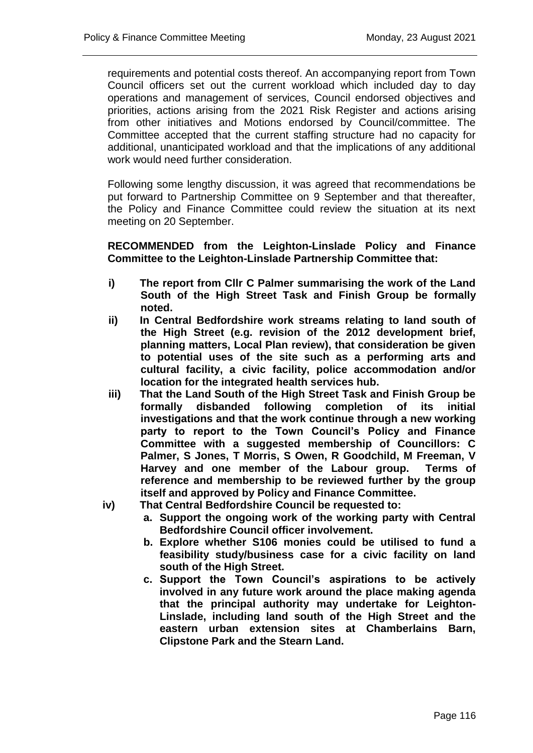requirements and potential costs thereof. An accompanying report from Town Council officers set out the current workload which included day to day operations and management of services, Council endorsed objectives and priorities, actions arising from the 2021 Risk Register and actions arising from other initiatives and Motions endorsed by Council/committee. The Committee accepted that the current staffing structure had no capacity for additional, unanticipated workload and that the implications of any additional work would need further consideration.

Following some lengthy discussion, it was agreed that recommendations be put forward to Partnership Committee on 9 September and that thereafter, the Policy and Finance Committee could review the situation at its next meeting on 20 September.

**RECOMMENDED from the Leighton-Linslade Policy and Finance Committee to the Leighton-Linslade Partnership Committee that:**

- **i) The report from Cllr C Palmer summarising the work of the Land South of the High Street Task and Finish Group be formally noted.**
- **ii) In Central Bedfordshire work streams relating to land south of the High Street (e.g. revision of the 2012 development brief, planning matters, Local Plan review), that consideration be given to potential uses of the site such as a performing arts and cultural facility, a civic facility, police accommodation and/or location for the integrated health services hub.**
- **iii) That the Land South of the High Street Task and Finish Group be formally disbanded following completion of its initial investigations and that the work continue through a new working party to report to the Town Council's Policy and Finance Committee with a suggested membership of Councillors: C Palmer, S Jones, T Morris, S Owen, R Goodchild, M Freeman, V Harvey and one member of the Labour group. Terms of reference and membership to be reviewed further by the group itself and approved by Policy and Finance Committee.**
- **iv) That Central Bedfordshire Council be requested to:**
  - **a. Support the ongoing work of the working party with Central Bedfordshire Council officer involvement.**
  - **b. Explore whether S106 monies could be utilised to fund a feasibility study/business case for a civic facility on land south of the High Street.**
  - **c. Support the Town Council's aspirations to be actively involved in any future work around the place making agenda that the principal authority may undertake for Leighton-Linslade, including land south of the High Street and the eastern urban extension sites at Chamberlains Barn, Clipstone Park and the Stearn Land.**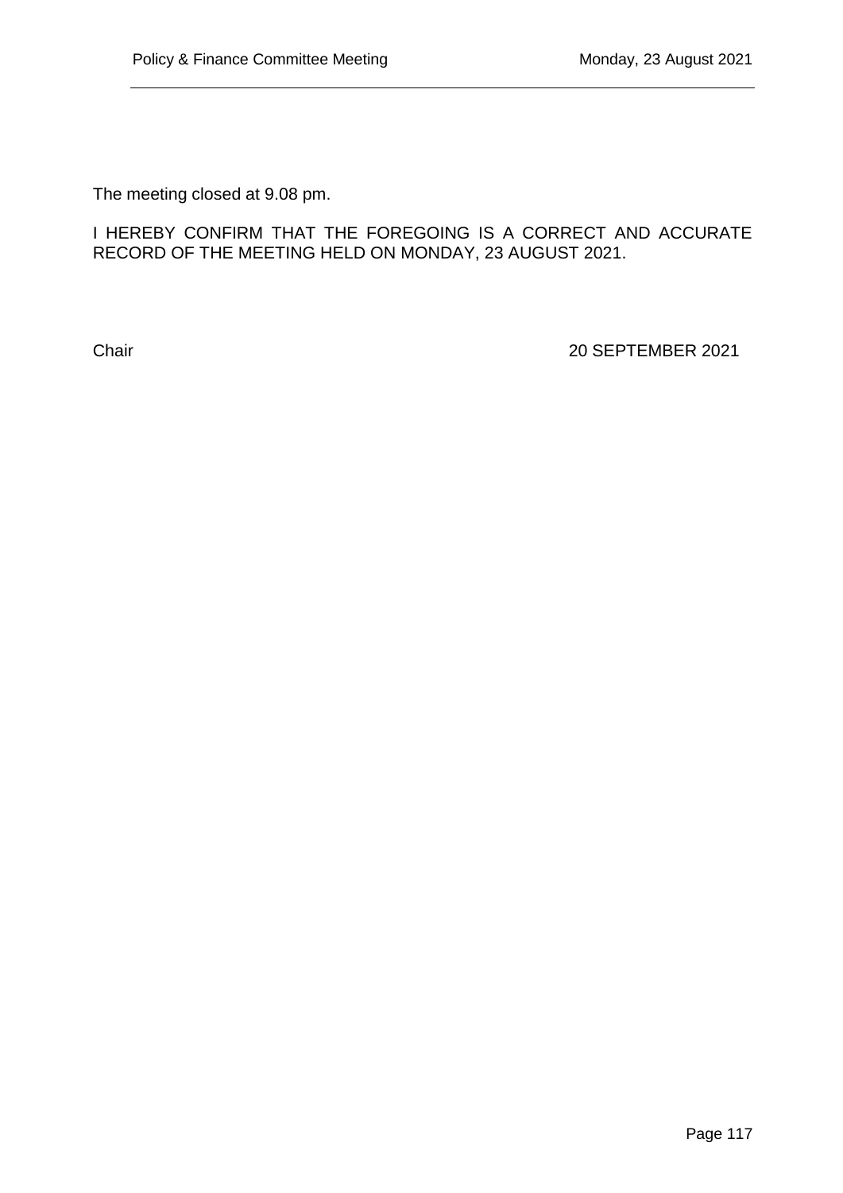The meeting closed at 9.08 pm.

I HEREBY CONFIRM THAT THE FOREGOING IS A CORRECT AND ACCURATE RECORD OF THE MEETING HELD ON MONDAY, 23 AUGUST 2021.

Chair 20 SEPTEMBER 2021